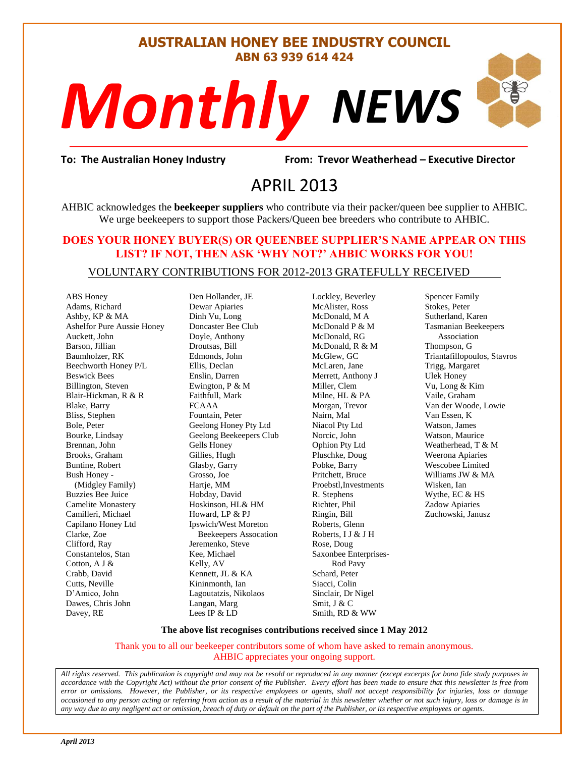# AUSTRALIAN HONEY BEE INDUSTRY COUNCIL

**ABN 63 939 614 424**

# *Monthly* NEWS

**To: The Australian Honey Industry** **From: Trevor Weatherhead – Executive Director**

## APRIL 2013

AHBIC acknowledges the **beekeeper suppliers** who contribute via their packer/queen bee supplier to AHBIC. We urge beekeepers to support those Packers/Queen bee breeders who contribute to AHBIC.

**DOES YOUR HONEY BUYER(S) OR QUEENBEE SUPPLIER'S NAME APPEAR ON THIS LIST? IF NOT, THEN ASK 'WHY NOT?' AHBIC WORKS FOR YOU!**

VOLUNTARY CONTRIBUTIONS FOR 2012-2013 GRATEFULLY RECEIVED

ABS Honey
Adams, Richard
Ashby, KP & MA
Ashelfor Pure Aussie Honey
Auckett, John
Barson, Jillian
Baumholzer, RK
Beechworth Honey P/L
Beswick Bees
Billington, Steven
Blair-Hickman, R & R
Blake, Barry
Bliss, Stephen
Bole, Peter
Bourke, Lindsay
Brennan, John
Brooks, Graham
Buntine, Robert
Bush Honey - (Midgley Family)
Buzzies Bee Juice
Camelite Monastery
Camilleri, Michael
Capilano Honey Ltd
Clarke, Zoe
Clifford, Ray
Constantelos, Stan
Cotton, A J &
Crabb, David
Cutts, Neville
D'Amico, John
Dawes, Chris John
Davey, RE
Den Hollander, JE
Dewar Apiaries
Dinh Vu, Long
Doncaster Bee Club
Doyle, Anthony
Droutsas, Bill
Edmonds, John
Ellis, Declan
Enslin, Darren
Ewington, P & M
Faithfull, Mark
FCAAA
Fountain, Peter
Geelong Honey Pty Ltd
Geelong Beekeepers Club
Gells Honey
Gillies, Hugh
Glasby, Garry
Grosso, Joe
Hartje, MM
Hobday, David
Hoskinson, HL& HM
Howard, LP & PJ
Ipswich/West Moreton Beekeepers Assocation
Jeremenko, Steve
Kee, Michael
Kelly, AV
Kennett, JL & KA
Kininmonth, Ian
Lagoutatzis, Nikolaos
Langan, Marg
Lees IP & LD
Lockley, Beverley
McAlister, Ross
McDonald, M A
McDonald P & M
McDonald, RG
McDonald, R & M
McGlew, GC
McLaren, Jane
Merrett, Anthony J
Miller, Clem
Milne, HL & PA
Morgan, Trevor
Nairn, Mal
Niacol Pty Ltd
Norcic, John
Ophion Pty Ltd
Pluschke, Doug
Pobke, Barry
Pritchett, Bruce
Proebstl,Investments
R. Stephens
Richter, Phil
Ringin, Bill
Roberts, Glenn
Roberts, I J & J H
Rose, Doug
Saxonbee Enterprises- Rod Pavy
Schard, Peter
Siacci, Colin
Sinclair, Dr Nigel
Smit, J & C
Smith, RD & WW
Spencer Family
Stokes, Peter
Sutherland, Karen
Tasmanian Beekeepers Association
Thompson, G
Triantafillopoulos, Stavros
Trigg, Margaret
Ulek Honey
Vu, Long & Kim
Vaile, Graham
Van der Woode, Lowie
Van Essen, K
Watson, James
Watson, Maurice
Weatherhead, T & M
Weerona Apiaries
Wescobee Limited
Williams JW & MA
Wisken, Ian
Wythe, EC & HS
Zadow Apiaries
Zuchowski, Janusz

**The above list recognises contributions received since 1 May 2012**

Thank you to all our beekeeper contributors some of whom have asked to remain anonymous. AHBIC appreciates your ongoing support.

*All rights reserved. This publication is copyright and may not be resold or reproduced in any manner (except excerpts for bona fide study purposes in accordance with the Copyright Act) without the prior consent of the Publisher. Every effort has been made to ensure that this newsletter is free from error or omissions. However, the Publisher, or its respective employees or agents, shall not accept responsibility for injuries, loss or damage occasioned to any person acting or referring from action as a result of the material in this newsletter whether or not such injury, loss or damage is in any way due to any negligent act or omission, breach of duty or default on the part of the Publisher, or its respective employees or agents.*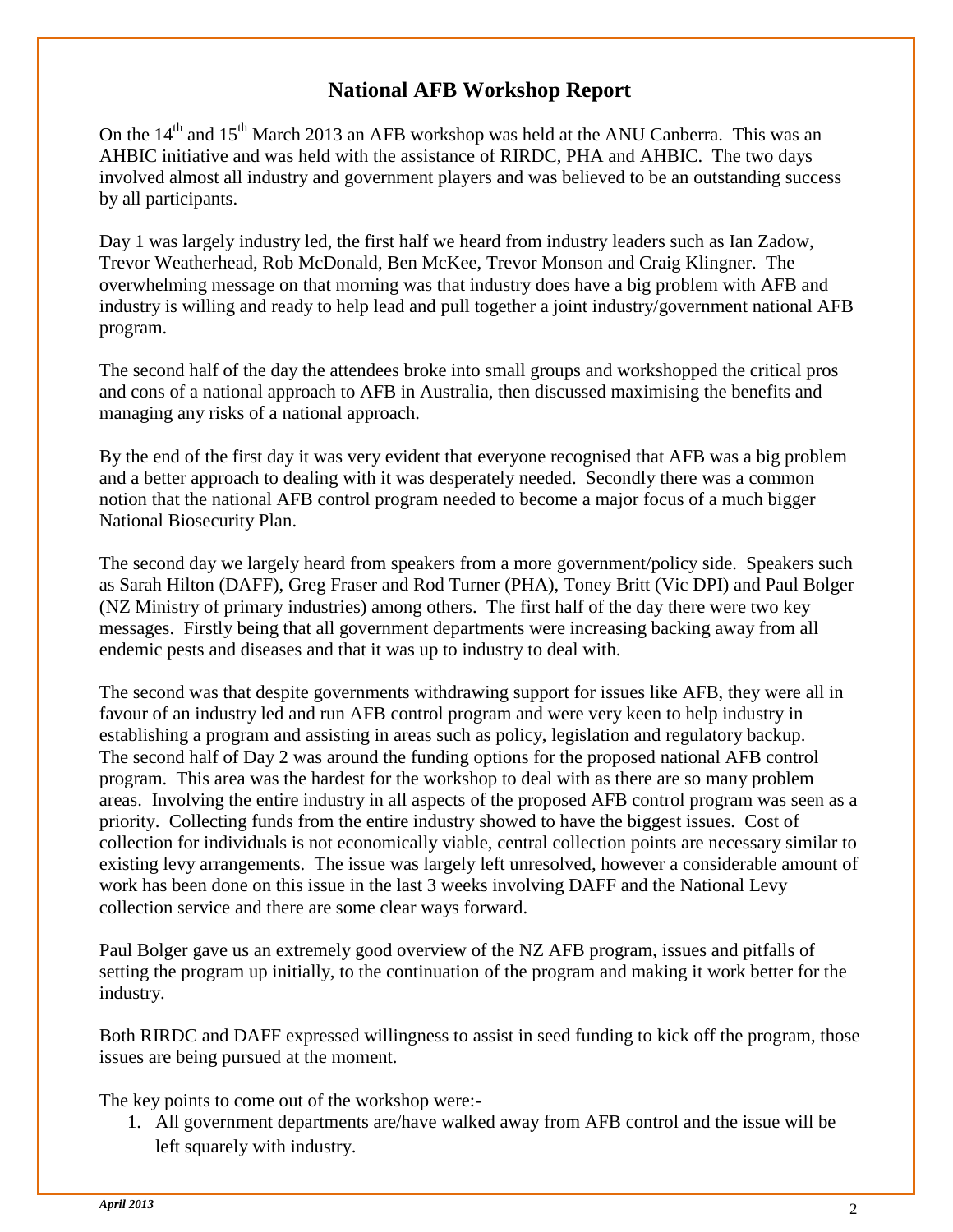# National AFB Workshop Report

On the 14th and 15th March 2013 an AFB workshop was held at the ANU Canberra. This was an AHBIC initiative and was held with the assistance of RIRDC, PHA and AHBIC. The two days involved almost all industry and government players and was believed to be an outstanding success by all participants.

Day 1 was largely industry led, the first half we heard from industry leaders such as Ian Zadow, Trevor Weatherhead, Rob McDonald, Ben McKee, Trevor Monson and Craig Klingner. The overwhelming message on that morning was that industry does have a big problem with AFB and industry is willing and ready to help lead and pull together a joint industry/government national AFB program.

The second half of the day the attendees broke into small groups and workshopped the critical pros and cons of a national approach to AFB in Australia, then discussed maximising the benefits and managing any risks of a national approach.

By the end of the first day it was very evident that everyone recognised that AFB was a big problem and a better approach to dealing with it was desperately needed. Secondly there was a common notion that the national AFB control program needed to become a major focus of a much bigger National Biosecurity Plan.

The second day we largely heard from speakers from a more government/policy side. Speakers such as Sarah Hilton (DAFF), Greg Fraser and Rod Turner (PHA), Toney Britt (Vic DPI) and Paul Bolger (NZ Ministry of primary industries) among others. The first half of the day there were two key messages. Firstly being that all government departments were increasing backing away from all endemic pests and diseases and that it was up to industry to deal with.

The second was that despite governments withdrawing support for issues like AFB, they were all in favour of an industry led and run AFB control program and were very keen to help industry in establishing a program and assisting in areas such as policy, legislation and regulatory backup. The second half of Day 2 was around the funding options for the proposed national AFB control program. This area was the hardest for the workshop to deal with as there are so many problem areas. Involving the entire industry in all aspects of the proposed AFB control program was seen as a priority. Collecting funds from the entire industry showed to have the biggest issues. Cost of collection for individuals is not economically viable, central collection points are necessary similar to existing levy arrangements. The issue was largely left unresolved, however a considerable amount of work has been done on this issue in the last 3 weeks involving DAFF and the National Levy collection service and there are some clear ways forward.

Paul Bolger gave us an extremely good overview of the NZ AFB program, issues and pitfalls of setting the program up initially, to the continuation of the program and making it work better for the industry.

Both RIRDC and DAFF expressed willingness to assist in seed funding to kick off the program, those issues are being pursued at the moment.

The key points to come out of the workshop were:-

1. All government departments are/have walked away from AFB control and the issue will be left squarely with industry.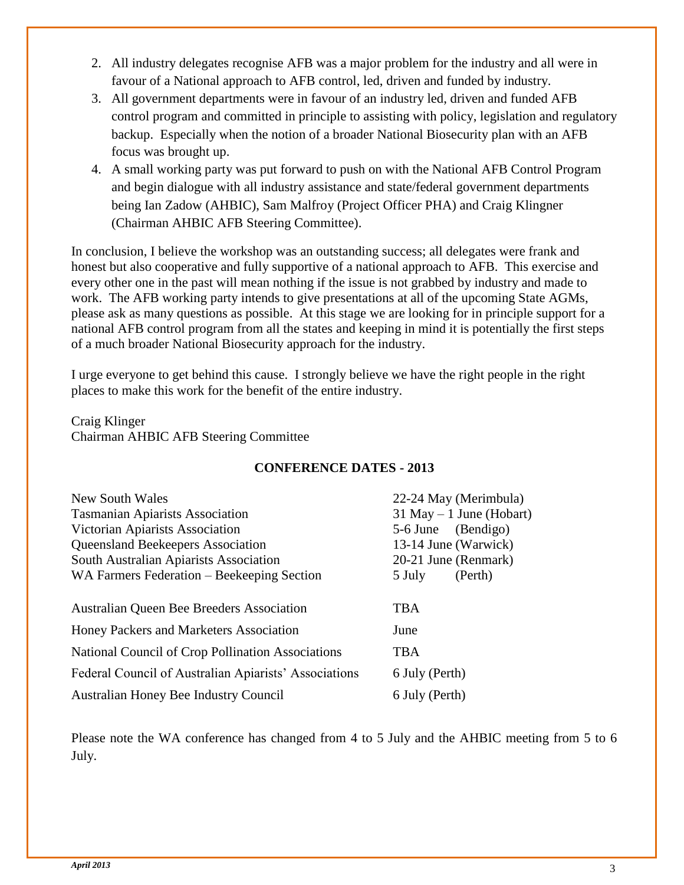2. All industry delegates recognise AFB was a major problem for the industry and all were in favour of a National approach to AFB control, led, driven and funded by industry.
3. All government departments were in favour of an industry led, driven and funded AFB control program and committed in principle to assisting with policy, legislation and regulatory backup. Especially when the notion of a broader National Biosecurity plan with an AFB focus was brought up.
4. A small working party was put forward to push on with the National AFB Control Program and begin dialogue with all industry assistance and state/federal government departments being Ian Zadow (AHBIC), Sam Malfroy (Project Officer PHA) and Craig Klingner (Chairman AHBIC AFB Steering Committee).

In conclusion, I believe the workshop was an outstanding success; all delegates were frank and honest but also cooperative and fully supportive of a national approach to AFB. This exercise and every other one in the past will mean nothing if the issue is not grabbed by industry and made to work. The AFB working party intends to give presentations at all of the upcoming State AGMs, please ask as many questions as possible. At this stage we are looking for in principle support for a national AFB control program from all the states and keeping in mind it is potentially the first steps of a much broader National Biosecurity approach for the industry.

I urge everyone to get behind this cause. I strongly believe we have the right people in the right places to make this work for the benefit of the entire industry.

Craig Klinger
Chairman AHBIC AFB Steering Committee

## CONFERENCE DATES - 2013

| | |
|---|---|
| New South Wales | 22-24 May (Merimbula) |
| Tasmanian Apiarists Association | 31 May – 1 June (Hobart) |
| Victorian Apiarists Association | 5-6 June (Bendigo) |
| Queensland Beekeepers Association | 13-14 June (Warwick) |
| South Australian Apiarists Association | 20-21 June (Renmark) |
| WA Farmers Federation – Beekeeping Section | 5 July (Perth) |
| Australian Queen Bee Breeders Association | TBA |
| Honey Packers and Marketers Association | June |
| National Council of Crop Pollination Associations | TBA |
| Federal Council of Australian Apiarists' Associations | 6 July (Perth) |
| Australian Honey Bee Industry Council | 6 July (Perth) |

Please note the WA conference has changed from 4 to 5 July and the AHBIC meeting from 5 to 6 July.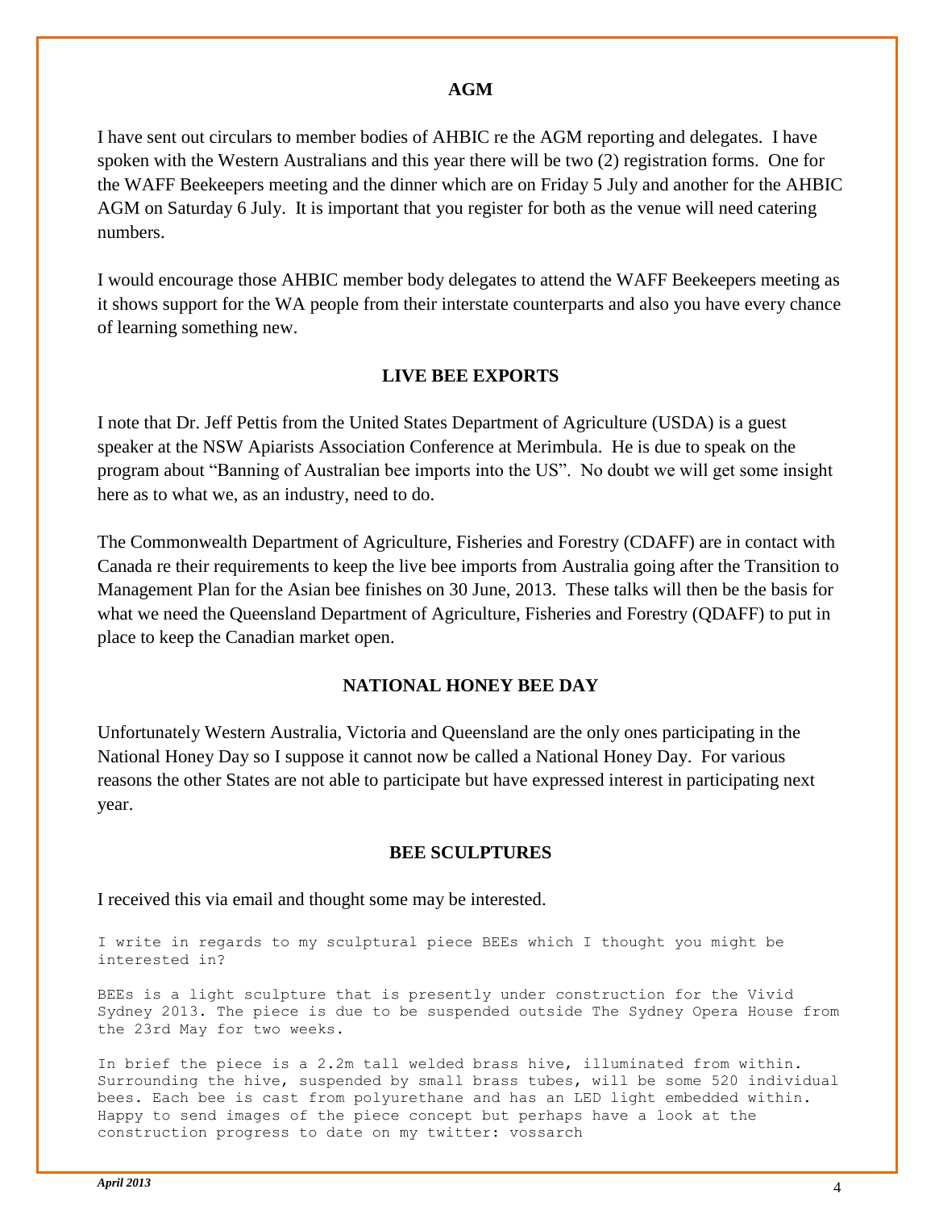## AGM

I have sent out circulars to member bodies of AHBIC re the AGM reporting and delegates. I have spoken with the Western Australians and this year there will be two (2) registration forms. One for the WAFF Beekeepers meeting and the dinner which are on Friday 5 July and another for the AHBIC AGM on Saturday 6 July. It is important that you register for both as the venue will need catering numbers.

I would encourage those AHBIC member body delegates to attend the WAFF Beekeepers meeting as it shows support for the WA people from their interstate counterparts and also you have every chance of learning something new.

## LIVE BEE EXPORTS

I note that Dr. Jeff Pettis from the United States Department of Agriculture (USDA) is a guest speaker at the NSW Apiarists Association Conference at Merimbula. He is due to speak on the program about "Banning of Australian bee imports into the US". No doubt we will get some insight here as to what we, as an industry, need to do.

The Commonwealth Department of Agriculture, Fisheries and Forestry (CDAFF) are in contact with Canada re their requirements to keep the live bee imports from Australia going after the Transition to Management Plan for the Asian bee finishes on 30 June, 2013. These talks will then be the basis for what we need the Queensland Department of Agriculture, Fisheries and Forestry (QDAFF) to put in place to keep the Canadian market open.

## NATIONAL HONEY BEE DAY

Unfortunately Western Australia, Victoria and Queensland are the only ones participating in the National Honey Day so I suppose it cannot now be called a National Honey Day. For various reasons the other States are not able to participate but have expressed interest in participating next year.

## BEE SCULPTURES

I received this via email and thought some may be interested.

```
I write in regards to my sculptural piece BEEs which I thought you might be
interested in?

BEEs is a light sculpture that is presently under construction for the Vivid
Sydney 2013. The piece is due to be suspended outside The Sydney Opera House from
the 23rd May for two weeks.

In brief the piece is a 2.2m tall welded brass hive, illuminated from within.
Surrounding the hive, suspended by small brass tubes, will be some 520 individual
bees. Each bee is cast from polyurethane and has an LED light embedded within.
Happy to send images of the piece concept but perhaps have a look at the
construction progress to date on my twitter: vossarch
```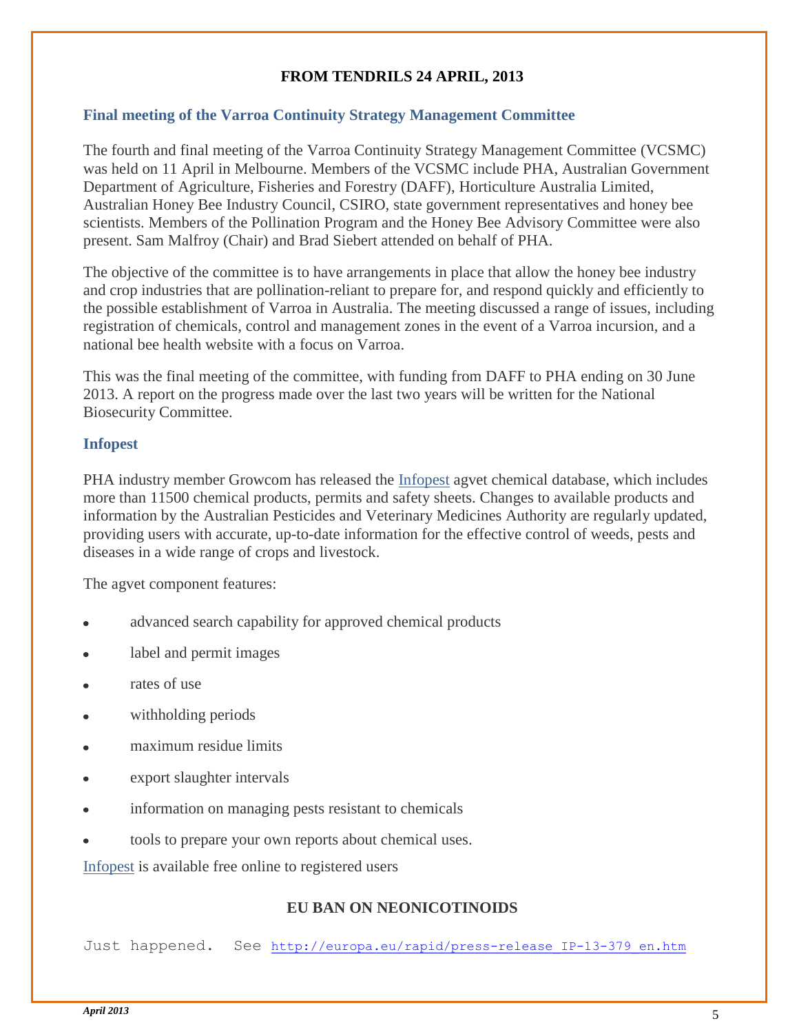## FROM TENDRILS 24 APRIL, 2013

### Final meeting of the Varroa Continuity Strategy Management Committee

The fourth and final meeting of the Varroa Continuity Strategy Management Committee (VCSMC) was held on 11 April in Melbourne. Members of the VCSMC include PHA, Australian Government Department of Agriculture, Fisheries and Forestry (DAFF), Horticulture Australia Limited, Australian Honey Bee Industry Council, CSIRO, state government representatives and honey bee scientists. Members of the Pollination Program and the Honey Bee Advisory Committee were also present. Sam Malfroy (Chair) and Brad Siebert attended on behalf of PHA.

The objective of the committee is to have arrangements in place that allow the honey bee industry and crop industries that are pollination-reliant to prepare for, and respond quickly and efficiently to the possible establishment of Varroa in Australia. The meeting discussed a range of issues, including registration of chemicals, control and management zones in the event of a Varroa incursion, and a national bee health website with a focus on Varroa.

This was the final meeting of the committee, with funding from DAFF to PHA ending on 30 June 2013. A report on the progress made over the last two years will be written for the National Biosecurity Committee.

### Infopest

PHA industry member Growcom has released the Infopest agvet chemical database, which includes more than 11500 chemical products, permits and safety sheets. Changes to available products and information by the Australian Pesticides and Veterinary Medicines Authority are regularly updated, providing users with accurate, up-to-date information for the effective control of weeds, pests and diseases in a wide range of crops and livestock.

The agvet component features:

- advanced search capability for approved chemical products
- label and permit images
- rates of use
- withholding periods
- maximum residue limits
- export slaughter intervals
- information on managing pests resistant to chemicals
- tools to prepare your own reports about chemical uses.

Infopest is available free online to registered users

## EU BAN ON NEONICOTINOIDS

Just happened. See http://europa.eu/rapid/press-release_IP-13-379_en.htm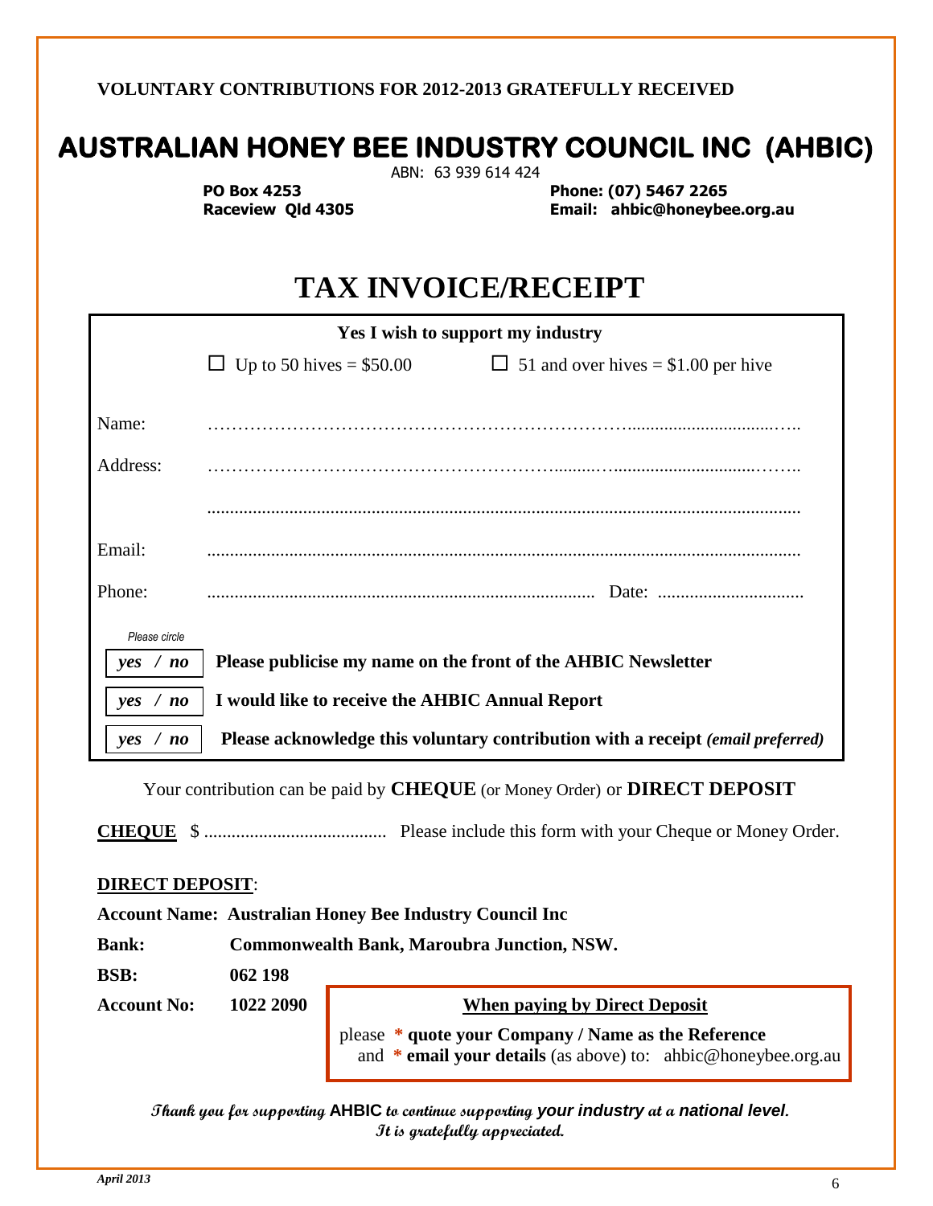**VOLUNTARY CONTRIBUTIONS FOR 2012-2013 GRATEFULLY RECEIVED**

# AUSTRALIAN HONEY BEE INDUSTRY COUNCIL INC (AHBIC)

ABN: 63 939 614 424

**PO Box 4253**
**Raceview Qld 4305**

**Phone: (07) 5467 2265**
**Email: ahbic@honeybee.org.au**

# TAX INVOICE/RECEIPT

**Yes I wish to support my industry**

☐ Up to 50 hives = $50.00 ☐ 51 and over hives = $1.00 per hive

Name: ………………………………………………………………………………………

Address: ………………………………………………………………………………………

………………………………………………………………………………………

Email: ………………………………………………………………………………………

Phone: ……………………………………………………………… Date: ……………………

*Please circle*

| | |
|---|---|
| *yes / no* | **Please publicise my name on the front of the AHBIC Newsletter** |
| *yes / no* | **I would like to receive the AHBIC Annual Report** |
| *yes / no* | **Please acknowledge this voluntary contribution with a receipt** ***(email preferred)*** |

Your contribution can be paid by **CHEQUE** (or Money Order) or **DIRECT DEPOSIT**

**CHEQUE** $ ……………………… Please include this form with your Cheque or Money Order.

**DIRECT DEPOSIT**:

**Account Name: Australian Honey Bee Industry Council Inc**

**Bank:** **Commonwealth Bank, Maroubra Junction, NSW.**

**BSB:** **062 198**

**Account No:** **1022 2090**

**When paying by Direct Deposit**

please * **quote your Company / Name as the Reference**
and * **email your details** (as above) to: ahbic@honeybee.org.au

***Thank you for supporting AHBIC to continue supporting your industry at a national level.***
***It is gratefully appreciated.***